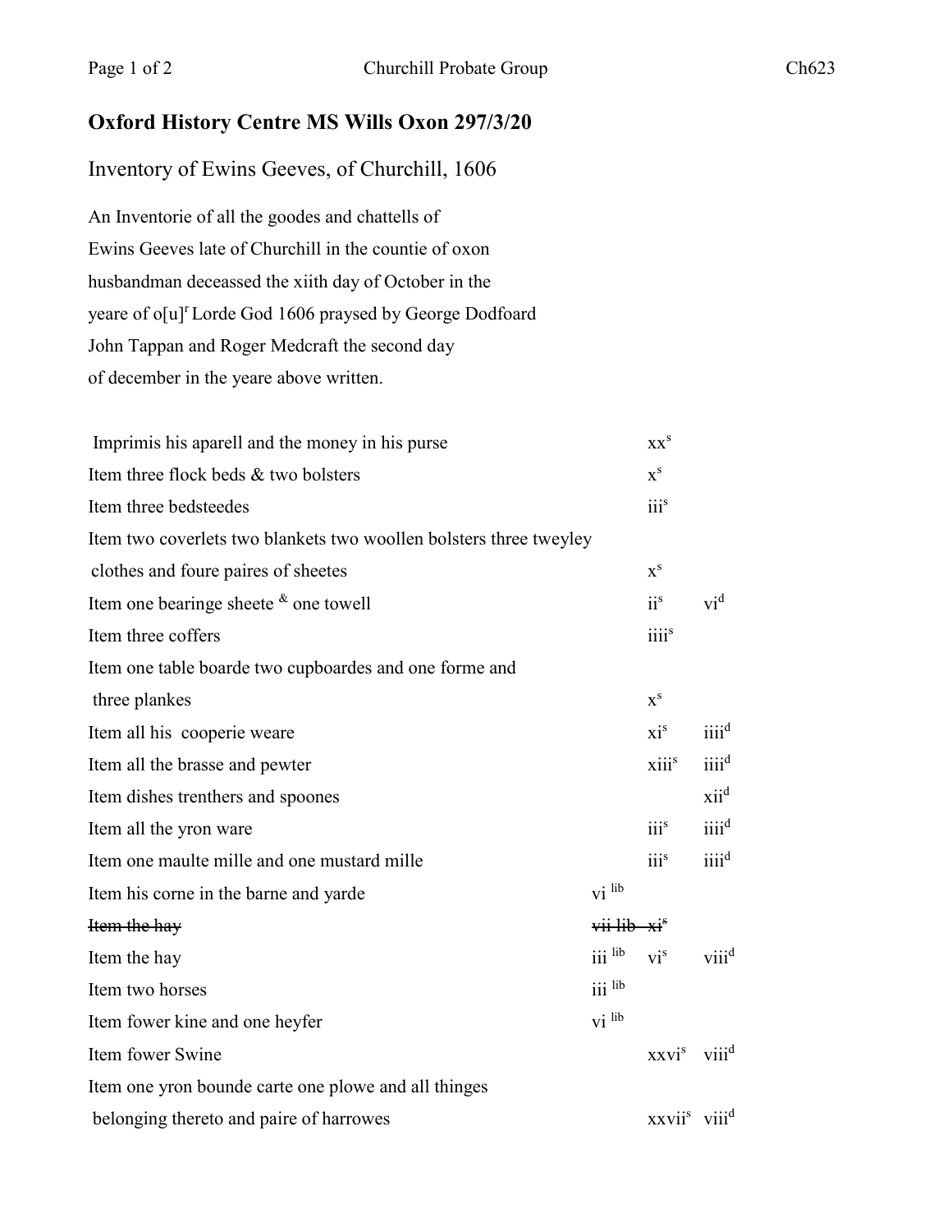# Oxford History Centre MS Wills Oxon 297/3/20

## Inventory of Ewins Geeves, of Churchill, 1606

An Inventorie of all the goodes and chattells of
Ewins Geeves late of Churchill in the countie of oxon
husbandman deceassed the xiith day of October in the
yeare of o[u]r Lorde God 1606 praysed by George Dodfoard
John Tappan and Roger Medcraft the second day
of december in the yeare above written.

| | | | |
|---|---|---|---|
| Imprimis his aparell and the money in his purse | | xx s | |
| Item three flock beds & two bolsters | | x s | |
| Item three bedsteedes | | iii s | |
| Item two coverlets two blankets two woollen bolsters three tweyley clothes and foure paires of sheetes | | x s | |
| Item one bearinge sheete & one towell | | ii s | vi d |
| Item three coffers | | iiii s | |
| Item one table boarde two cupboardes and one forme and three plankes | | x s | |
| Item all his cooperie weare | | xi s | iiii d |
| Item all the brasse and pewter | | xiii s | iiii d |
| Item dishes trenthers and spoones | | | xii d |
| Item all the yron ware | | iii s | iiii d |
| Item one maulte mille and one mustard mille | | iii s | iiii d |
| Item his corne in the barne and yarde | vi lib | | |
| ~~Item the hay~~ | ~~vii lib~~ | ~~xi s~~ | |
| Item the hay | iii lib | vi s | viii d |
| Item two horses | iii lib | | |
| Item fower kine and one heyfer | vi lib | | |
| Item fower Swine | | xxvi s | viii d |
| Item one yron bounde carte one plowe and all thinges belonging thereto and paire of harrowes | | xxvii s | viii d |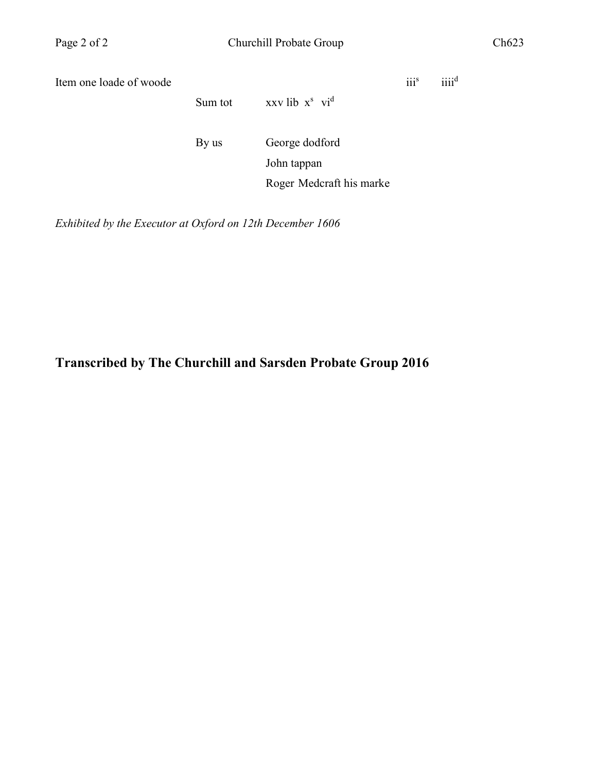| | | | | |
|---|---|---|---|---|
| Item one loade of woode | | | $iii^{s}$ | $iiii^{d}$ |
| | Sum tot | xxv lib $x^{s}$ $vi^{d}$ | | |

By us George dodford
John tappan
Roger Medcraft his marke

*Exhibited by the Executor at Oxford on 12th December 1606*

**Transcribed by The Churchill and Sarsden Probate Group 2016**